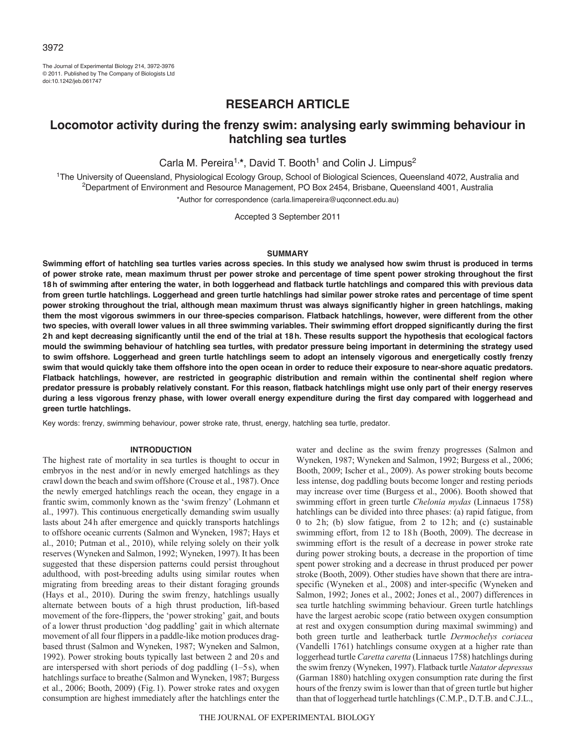# RESEARCH ARTICLE

# Locomotor activity during the frenzy swim: analysing early swimming behaviour in hatchling sea turtles

Carla M. Pereira[1,*], David T. Booth[1] and Colin J. Limpus[2]

[1]The University of Queensland, Physiological Ecology Group, School of Biological Sciences, Queensland 4072, Australia and [2]Department of Environment and Resource Management, PO Box 2454, Brisbane, Queensland 4001, Australia

*Author for correspondence (carla.limapereira@uqconnect.edu.au)

Accepted 3 September 2011

## SUMMARY

**Swimming effort of hatchling sea turtles varies across species. In this study we analysed how swim thrust is produced in terms of power stroke rate, mean maximum thrust per power stroke and percentage of time spent power stroking throughout the first 18 h of swimming after entering the water, in both loggerhead and flatback turtle hatchlings and compared this with previous data from green turtle hatchlings. Loggerhead and green turtle hatchlings had similar power stroke rates and percentage of time spent power stroking throughout the trial, although mean maximum thrust was always significantly higher in green hatchlings, making them the most vigorous swimmers in our three-species comparison. Flatback hatchlings, however, were different from the other two species, with overall lower values in all three swimming variables. Their swimming effort dropped significantly during the first 2 h and kept decreasing significantly until the end of the trial at 18 h. These results support the hypothesis that ecological factors mould the swimming behaviour of hatchling sea turtles, with predator pressure being important in determining the strategy used to swim offshore. Loggerhead and green turtle hatchlings seem to adopt an intensely vigorous and energetically costly frenzy swim that would quickly take them offshore into the open ocean in order to reduce their exposure to near-shore aquatic predators. Flatback hatchlings, however, are restricted in geographic distribution and remain within the continental shelf region where predator pressure is probably relatively constant. For this reason, flatback hatchlings might use only part of their energy reserves during a less vigorous frenzy phase, with lower overall energy expenditure during the first day compared with loggerhead and green turtle hatchlings.**

Key words: frenzy, swimming behaviour, power stroke rate, thrust, energy, hatchling sea turtle, predator.

## INTRODUCTION

The highest rate of mortality in sea turtles is thought to occur in embryos in the nest and/or in newly emerged hatchlings as they crawl down the beach and swim offshore (Crouse et al., 1987). Once the newly emerged hatchlings reach the ocean, they engage in a frantic swim, commonly known as the 'swim frenzy' (Lohmann et al., 1997). This continuous energetically demanding swim usually lasts about 24 h after emergence and quickly transports hatchlings to offshore oceanic currents (Salmon and Wyneken, 1987; Hays et al., 2010; Putman et al., 2010), while relying solely on their yolk reserves (Wyneken and Salmon, 1992; Wyneken, 1997). It has been suggested that these dispersion patterns could persist throughout adulthood, with post-breeding adults using similar routes when migrating from breeding areas to their distant foraging grounds (Hays et al., 2010). During the swim frenzy, hatchlings usually alternate between bouts of a high thrust production, lift-based movement of the fore-flippers, the 'power stroking' gait, and bouts of a lower thrust production 'dog paddling' gait in which alternate movement of all four flippers in a paddle-like motion produces drag-based thrust (Salmon and Wyneken, 1987; Wyneken and Salmon, 1992). Power stroking bouts typically last between 2 and 20 s and are interspersed with short periods of dog paddling (1–5 s), when hatchlings surface to breathe (Salmon and Wyneken, 1987; Burgess et al., 2006; Booth, 2009) (Fig. 1). Power stroke rates and oxygen consumption are highest immediately after the hatchlings enter the water and decline as the swim frenzy progresses (Salmon and Wyneken, 1987; Wyneken and Salmon, 1992; Burgess et al., 2006; Booth, 2009; Ischer et al., 2009). As power stroking bouts become less intense, dog paddling bouts become longer and resting periods may increase over time (Burgess et al., 2006). Booth showed that swimming effort in green turtle *Chelonia mydas* (Linnaeus 1758) hatchlings can be divided into three phases: (a) rapid fatigue, from 0 to 2 h; (b) slow fatigue, from 2 to 12 h; and (c) sustainable swimming effort, from 12 to 18 h (Booth, 2009). The decrease in swimming effort is the result of a decrease in power stroke rate during power stroking bouts, a decrease in the proportion of time spent power stroking and a decrease in thrust produced per power stroke (Booth, 2009). Other studies have shown that there are intra-specific (Wyneken et al., 2008) and inter-specific (Wyneken and Salmon, 1992; Jones et al., 2002; Jones et al., 2007) differences in sea turtle hatchling swimming behaviour. Green turtle hatchlings have the largest aerobic scope (ratio between oxygen consumption at rest and oxygen consumption during maximal swimming) and both green turtle and leatherback turtle *Dermochelys coriacea* (Vandelli 1761) hatchlings consume oxygen at a higher rate than loggerhead turtle *Caretta caretta* (Linnaeus 1758) hatchlings during the swim frenzy (Wyneken, 1997). Flatback turtle *Natator depressus* (Garman 1880) hatchling oxygen consumption rate during the first hours of the frenzy swim is lower than that of green turtle but higher than that of loggerhead turtle hatchlings (C.M.P., D.T.B. and C.J.L.,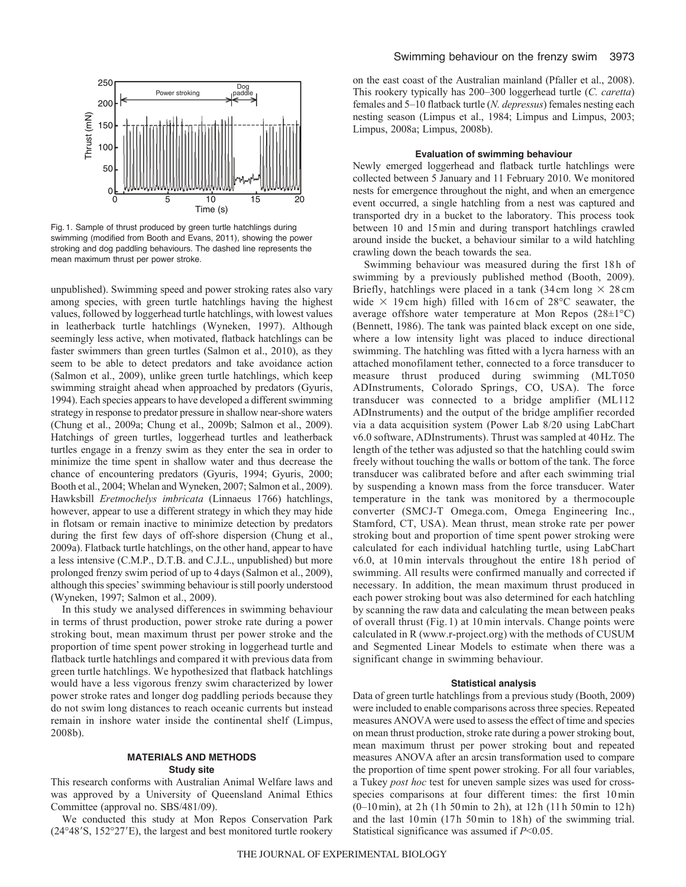Fig. 1. Sample of thrust produced by green turtle hatchlings during swimming (modified from Booth and Evans, 2011), showing the power stroking and dog paddling behaviours. The dashed line represents the mean maximum thrust per power stroke.

unpublished). Swimming speed and power stroking rates also vary among species, with green turtle hatchlings having the highest values, followed by loggerhead turtle hatchlings, with lowest values in leatherback turtle hatchlings (Wyneken, 1997). Although seemingly less active, when motivated, flatback hatchlings can be faster swimmers than green turtles (Salmon et al., 2010), as they seem to be able to detect predators and take avoidance action (Salmon et al., 2009), unlike green turtle hatchlings, which keep swimming straight ahead when approached by predators (Gyuris, 1994). Each species appears to have developed a different swimming strategy in response to predator pressure in shallow near-shore waters (Chung et al., 2009a; Chung et al., 2009b; Salmon et al., 2009). Hatchings of green turtles, loggerhead turtles and leatherback turtles engage in a frenzy swim as they enter the sea in order to minimize the time spent in shallow water and thus decrease the chance of encountering predators (Gyuris, 1994; Gyuris, 2000; Booth et al., 2004; Whelan and Wyneken, 2007; Salmon et al., 2009). Hawksbill *Eretmochelys imbricata* (Linnaeus 1766) hatchlings, however, appear to use a different strategy in which they may hide in flotsam or remain inactive to minimize detection by predators during the first few days of off-shore dispersion (Chung et al., 2009a). Flatback turtle hatchlings, on the other hand, appear to have a less intensive (C.M.P., D.T.B. and C.J.L., unpublished) but more prolonged frenzy swim period of up to 4 days (Salmon et al., 2009), although this species' swimming behaviour is still poorly understood (Wyneken, 1997; Salmon et al., 2009).

In this study we analysed differences in swimming behaviour in terms of thrust production, power stroke rate during a power stroking bout, mean maximum thrust per power stroke and the proportion of time spent power stroking in loggerhead turtle and flatback turtle hatchlings and compared it with previous data from green turtle hatchlings. We hypothesized that flatback hatchlings would have a less vigorous frenzy swim characterized by lower power stroke rates and longer dog paddling periods because they do not swim long distances to reach oceanic currents but instead remain in inshore water inside the continental shelf (Limpus, 2008b).

## MATERIALS AND METHODS

### Study site

This research conforms with Australian Animal Welfare laws and was approved by a University of Queensland Animal Ethics Committee (approval no. SBS/481/09).

We conducted this study at Mon Repos Conservation Park (24°48′S, 152°27′E), the largest and best monitored turtle rookery on the east coast of the Australian mainland (Pfaller et al., 2008). This rookery typically has 200–300 loggerhead turtle (*C. caretta*) females and 5–10 flatback turtle (*N. depressus*) females nesting each nesting season (Limpus et al., 1984; Limpus and Limpus, 2003; Limpus, 2008a; Limpus, 2008b).

### Evaluation of swimming behaviour

Newly emerged loggerhead and flatback turtle hatchlings were collected between 5 January and 11 February 2010. We monitored nests for emergence throughout the night, and when an emergence event occurred, a single hatchling from a nest was captured and transported dry in a bucket to the laboratory. This process took between 10 and 15 min and during transport hatchlings crawled around inside the bucket, a behaviour similar to a wild hatchling crawling down the beach towards the sea.

Swimming behaviour was measured during the first 18 h of swimming by a previously published method (Booth, 2009). Briefly, hatchlings were placed in a tank (34 cm long × 28 cm wide × 19 cm high) filled with 16 cm of 28°C seawater, the average offshore water temperature at Mon Repos (28±1°C) (Bennett, 1986). The tank was painted black except on one side, where a low intensity light was placed to induce directional swimming. The hatchling was fitted with a lycra harness with an attached monofilament tether, connected to a force transducer to measure thrust produced during swimming (MLT050 ADInstruments, Colorado Springs, CO, USA). The force transducer was connected to a bridge amplifier (ML112 ADInstruments) and the output of the bridge amplifier recorded via a data acquisition system (Power Lab 8/20 using LabChart v6.0 software, ADInstruments). Thrust was sampled at 40 Hz. The length of the tether was adjusted so that the hatchling could swim freely without touching the walls or bottom of the tank. The force transducer was calibrated before and after each swimming trial by suspending a known mass from the force transducer. Water temperature in the tank was monitored by a thermocouple converter (SMCJ-T Omega.com, Omega Engineering Inc., Stamford, CT, USA). Mean thrust, mean stroke rate per power stroking bout and proportion of time spent power stroking were calculated for each individual hatchling turtle, using LabChart v6.0, at 10 min intervals throughout the entire 18 h period of swimming. All results were confirmed manually and corrected if necessary. In addition, the mean maximum thrust produced in each power stroking bout was also determined for each hatchling by scanning the raw data and calculating the mean between peaks of overall thrust (Fig. 1) at 10 min intervals. Change points were calculated in R (www.r-project.org) with the methods of CUSUM and Segmented Linear Models to estimate when there was a significant change in swimming behaviour.

### Statistical analysis

Data of green turtle hatchlings from a previous study (Booth, 2009) were included to enable comparisons across three species. Repeated measures ANOVA were used to assess the effect of time and species on mean thrust production, stroke rate during a power stroking bout, mean maximum thrust per power stroking bout and repeated measures ANOVA after an arcsin transformation used to compare the proportion of time spent power stroking. For all four variables, a Tukey *post hoc* test for uneven sample sizes was used for cross-species comparisons at four different times: the first 10 min (0–10 min), at 2 h (1 h 50 min to 2 h), at 12 h (11 h 50 min to 12 h) and the last 10 min (17 h 50 min to 18 h) of the swimming trial. Statistical significance was assumed if $P<0.05$.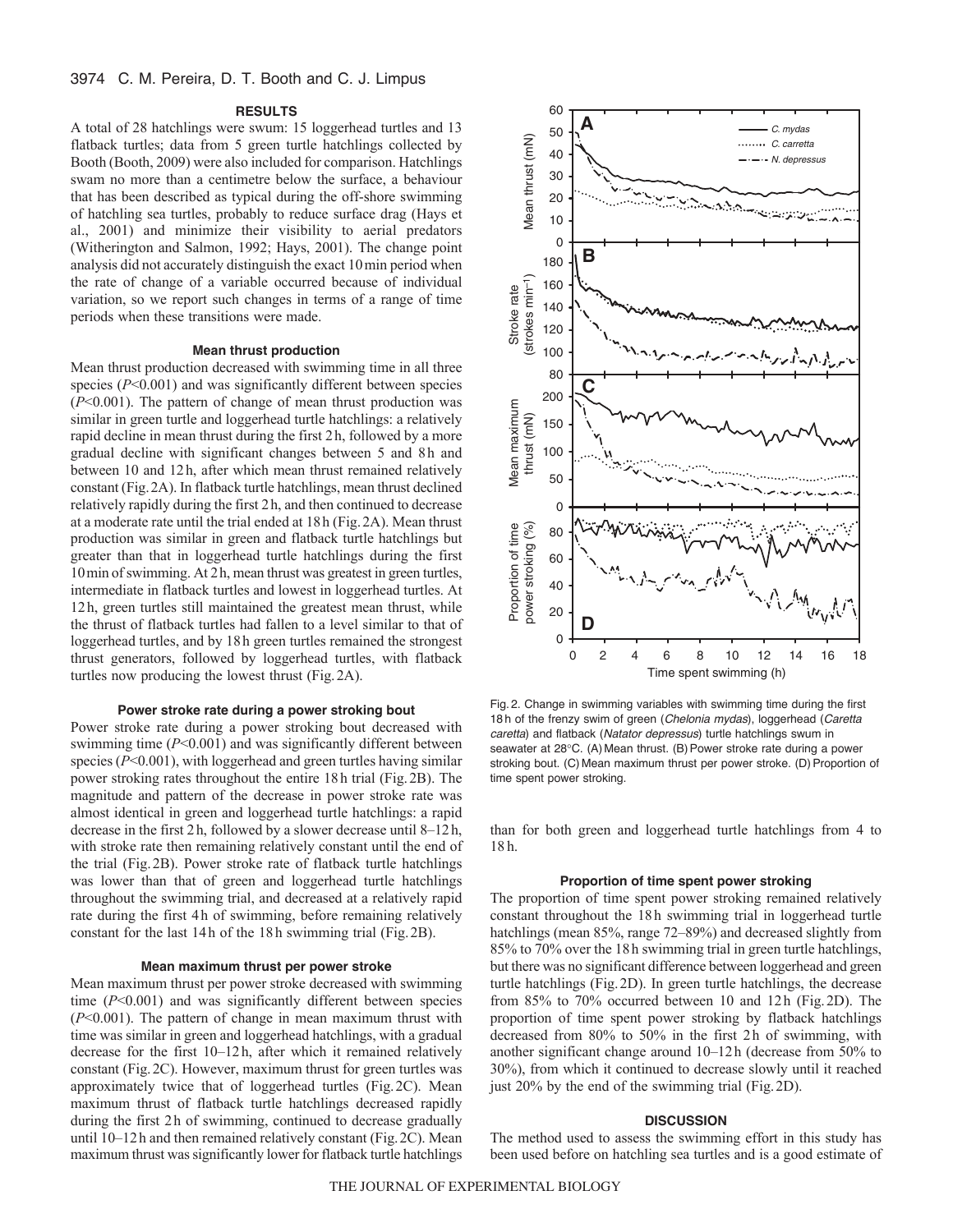## RESULTS

A total of 28 hatchlings were swum: 15 loggerhead turtles and 13 flatback turtles; data from 5 green turtle hatchlings collected by Booth (Booth, 2009) were also included for comparison. Hatchlings swam no more than a centimetre below the surface, a behaviour that has been described as typical during the off-shore swimming of hatchling sea turtles, probably to reduce surface drag (Hays et al., 2001) and minimize their visibility to aerial predators (Witherington and Salmon, 1992; Hays, 2001). The change point analysis did not accurately distinguish the exact 10 min period when the rate of change of a variable occurred because of individual variation, so we report such changes in terms of a range of time periods when these transitions were made.

### Mean thrust production

Mean thrust production decreased with swimming time in all three species ($P<0.001$) and was significantly different between species ($P<0.001$). The pattern of change of mean thrust production was similar in green turtle and loggerhead turtle hatchlings: a relatively rapid decline in mean thrust during the first 2 h, followed by a more gradual decline with significant changes between 5 and 8 h and between 10 and 12 h, after which mean thrust remained relatively constant (Fig. 2A). In flatback turtle hatchlings, mean thrust declined relatively rapidly during the first 2 h, and then continued to decrease at a moderate rate until the trial ended at 18 h (Fig. 2A). Mean thrust production was similar in green and flatback turtle hatchlings but greater than that in loggerhead turtle hatchlings during the first 10 min of swimming. At 2 h, mean thrust was greatest in green turtles, intermediate in flatback turtles and lowest in loggerhead turtles. At 12 h, green turtles still maintained the greatest mean thrust, while the thrust of flatback turtles had fallen to a level similar to that of loggerhead turtles, and by 18 h green turtles remained the strongest thrust generators, followed by loggerhead turtles, with flatback turtles now producing the lowest thrust (Fig. 2A).

### Power stroke rate during a power stroking bout

Power stroke rate during a power stroking bout decreased with swimming time ($P<0.001$) and was significantly different between species ($P<0.001$), with loggerhead and green turtles having similar power stroking rates throughout the entire 18 h trial (Fig. 2B). The magnitude and pattern of the decrease in power stroke rate was almost identical in green and loggerhead turtle hatchlings: a rapid decrease in the first 2 h, followed by a slower decrease until 8–12 h, with stroke rate then remaining relatively constant until the end of the trial (Fig. 2B). Power stroke rate of flatback turtle hatchlings was lower than that of green and loggerhead turtle hatchlings throughout the swimming trial, and decreased at a relatively rapid rate during the first 4 h of swimming, before remaining relatively constant for the last 14 h of the 18 h swimming trial (Fig. 2B).

### Mean maximum thrust per power stroke

Mean maximum thrust per power stroke decreased with swimming time ($P<0.001$) and was significantly different between species ($P<0.001$). The pattern of change in mean maximum thrust with time was similar in green and loggerhead hatchlings, with a gradual decrease for the first 10–12 h, after which it remained relatively constant (Fig. 2C). However, maximum thrust for green turtles was approximately twice that of loggerhead turtles (Fig. 2C). Mean maximum thrust of flatback turtle hatchlings decreased rapidly during the first 2 h of swimming, continued to decrease gradually until 10–12 h and then remained relatively constant (Fig. 2C). Mean maximum thrust was significantly lower for flatback turtle hatchlings than for both green and loggerhead turtle hatchlings from 4 to 18 h.

Fig. 2. Change in swimming variables with swimming time during the first 18 h of the frenzy swim of green (*Chelonia mydas*), loggerhead (*Caretta caretta*) and flatback (*Natator depressus*) turtle hatchlings swum in seawater at 28°C. (A) Mean thrust. (B) Power stroke rate during a power stroking bout. (C) Mean maximum thrust per power stroke. (D) Proportion of time spent power stroking.

### Proportion of time spent power stroking

The proportion of time spent power stroking remained relatively constant throughout the 18 h swimming trial in loggerhead turtle hatchlings (mean 85%, range 72–89%) and decreased slightly from 85% to 70% over the 18 h swimming trial in green turtle hatchlings, but there was no significant difference between loggerhead and green turtle hatchlings (Fig. 2D). In green turtle hatchlings, the decrease from 85% to 70% occurred between 10 and 12 h (Fig. 2D). The proportion of time spent power stroking by flatback hatchlings decreased from 80% to 50% in the first 2 h of swimming, with another significant change around 10–12 h (decrease from 50% to 30%), from which it continued to decrease slowly until it reached just 20% by the end of the swimming trial (Fig. 2D).

## DISCUSSION

The method used to assess the swimming effort in this study has been used before on hatchling sea turtles and is a good estimate of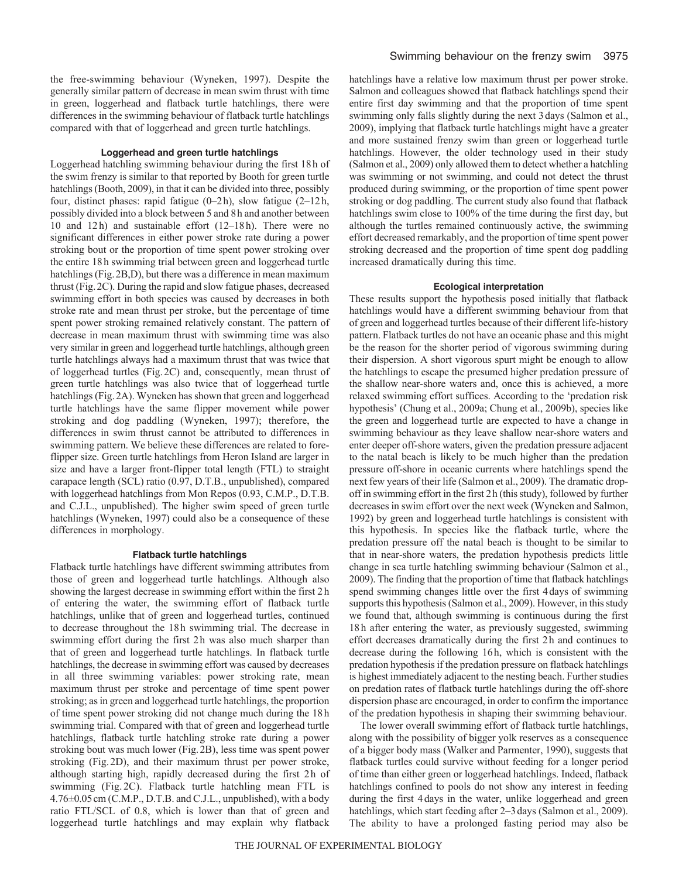the free-swimming behaviour (Wyneken, 1997). Despite the generally similar pattern of decrease in mean swim thrust with time in green, loggerhead and flatback turtle hatchlings, there were differences in the swimming behaviour of flatback turtle hatchlings compared with that of loggerhead and green turtle hatchlings.

### Loggerhead and green turtle hatchlings

Loggerhead hatchling swimming behaviour during the first 18 h of the swim frenzy is similar to that reported by Booth for green turtle hatchlings (Booth, 2009), in that it can be divided into three, possibly four, distinct phases: rapid fatigue (0–2 h), slow fatigue (2–12 h, possibly divided into a block between 5 and 8 h and another between 10 and 12 h) and sustainable effort (12–18 h). There were no significant differences in either power stroke rate during a power stroking bout or the proportion of time spent power stroking over the entire 18 h swimming trial between green and loggerhead turtle hatchlings (Fig. 2B,D), but there was a difference in mean maximum thrust (Fig. 2C). During the rapid and slow fatigue phases, decreased swimming effort in both species was caused by decreases in both stroke rate and mean thrust per stroke, but the percentage of time spent power stroking remained relatively constant. The pattern of decrease in mean maximum thrust with swimming time was also very similar in green and loggerhead turtle hatchlings, although green turtle hatchlings always had a maximum thrust that was twice that of loggerhead turtles (Fig. 2C) and, consequently, mean thrust of green turtle hatchlings was also twice that of loggerhead turtle hatchlings (Fig. 2A). Wyneken has shown that green and loggerhead turtle hatchlings have the same flipper movement while power stroking and dog paddling (Wyneken, 1997); therefore, the differences in swim thrust cannot be attributed to differences in swimming pattern. We believe these differences are related to fore-flipper size. Green turtle hatchlings from Heron Island are larger in size and have a larger front-flipper total length (FTL) to straight carapace length (SCL) ratio (0.97, D.T.B., unpublished), compared with loggerhead hatchlings from Mon Repos (0.93, C.M.P., D.T.B. and C.J.L., unpublished). The higher swim speed of green turtle hatchlings (Wyneken, 1997) could also be a consequence of these differences in morphology.

### Flatback turtle hatchlings

Flatback turtle hatchlings have different swimming attributes from those of green and loggerhead turtle hatchlings. Although also showing the largest decrease in swimming effort within the first 2 h of entering the water, the swimming effort of flatback turtle hatchlings, unlike that of green and loggerhead turtles, continued to decrease throughout the 18 h swimming trial. The decrease in swimming effort during the first 2 h was also much sharper than that of green and loggerhead turtle hatchlings. In flatback turtle hatchlings, the decrease in swimming effort was caused by decreases in all three swimming variables: power stroking rate, mean maximum thrust per stroke and percentage of time spent power stroking; as in green and loggerhead turtle hatchlings, the proportion of time spent power stroking did not change much during the 18 h swimming trial. Compared with that of green and loggerhead turtle hatchlings, flatback turtle hatchling stroke rate during a power stroking bout was much lower (Fig. 2B), less time was spent power stroking (Fig. 2D), and their maximum thrust per power stroke, although starting high, rapidly decreased during the first 2 h of swimming (Fig. 2C). Flatback turtle hatchling mean FTL is 4.76±0.05 cm (C.M.P., D.T.B. and C.J.L., unpublished), with a body ratio FTL/SCL of 0.8, which is lower than that of green and loggerhead turtle hatchlings and may explain why flatback hatchlings have a relative low maximum thrust per power stroke. Salmon and colleagues showed that flatback hatchlings spend their entire first day swimming and that the proportion of time spent swimming only falls slightly during the next 3 days (Salmon et al., 2009), implying that flatback turtle hatchlings might have a greater and more sustained frenzy swim than green or loggerhead turtle hatchlings. However, the older technology used in their study (Salmon et al., 2009) only allowed them to detect whether a hatchling was swimming or not swimming, and could not detect the thrust produced during swimming, or the proportion of time spent power stroking or dog paddling. The current study also found that flatback hatchlings swim close to 100% of the time during the first day, but although the turtles remained continuously active, the swimming effort decreased remarkably, and the proportion of time spent power stroking decreased and the proportion of time spent dog paddling increased dramatically during this time.

### Ecological interpretation

These results support the hypothesis posed initially that flatback hatchlings would have a different swimming behaviour from that of green and loggerhead turtles because of their different life-history pattern. Flatback turtles do not have an oceanic phase and this might be the reason for the shorter period of vigorous swimming during their dispersion. A short vigorous spurt might be enough to allow the hatchlings to escape the presumed higher predation pressure of the shallow near-shore waters and, once this is achieved, a more relaxed swimming effort suffices. According to the 'predation risk hypothesis' (Chung et al., 2009a; Chung et al., 2009b), species like the green and loggerhead turtle are expected to have a change in swimming behaviour as they leave shallow near-shore waters and enter deeper off-shore waters, given the predation pressure adjacent to the natal beach is likely to be much higher than the predation pressure off-shore in oceanic currents where hatchlings spend the next few years of their life (Salmon et al., 2009). The dramatic drop-off in swimming effort in the first 2 h (this study), followed by further decreases in swim effort over the next week (Wyneken and Salmon, 1992) by green and loggerhead turtle hatchlings is consistent with this hypothesis. In species like the flatback turtle, where the predation pressure off the natal beach is thought to be similar to that in near-shore waters, the predation hypothesis predicts little change in sea turtle hatchling swimming behaviour (Salmon et al., 2009). The finding that the proportion of time that flatback hatchlings spend swimming changes little over the first 4 days of swimming supports this hypothesis (Salmon et al., 2009). However, in this study we found that, although swimming is continuous during the first 18 h after entering the water, as previously suggested, swimming effort decreases dramatically during the first 2 h and continues to decrease during the following 16 h, which is consistent with the predation hypothesis if the predation pressure on flatback hatchlings is highest immediately adjacent to the nesting beach. Further studies on predation rates of flatback turtle hatchlings during the off-shore dispersion phase are encouraged, in order to confirm the importance of the predation hypothesis in shaping their swimming behaviour.

The lower overall swimming effort of flatback turtle hatchlings, along with the possibility of bigger yolk reserves as a consequence of a bigger body mass (Walker and Parmenter, 1990), suggests that flatback turtles could survive without feeding for a longer period of time than either green or loggerhead hatchlings. Indeed, flatback hatchlings confined to pools do not show any interest in feeding during the first 4 days in the water, unlike loggerhead and green hatchlings, which start feeding after 2–3 days (Salmon et al., 2009). The ability to have a prolonged fasting period may also be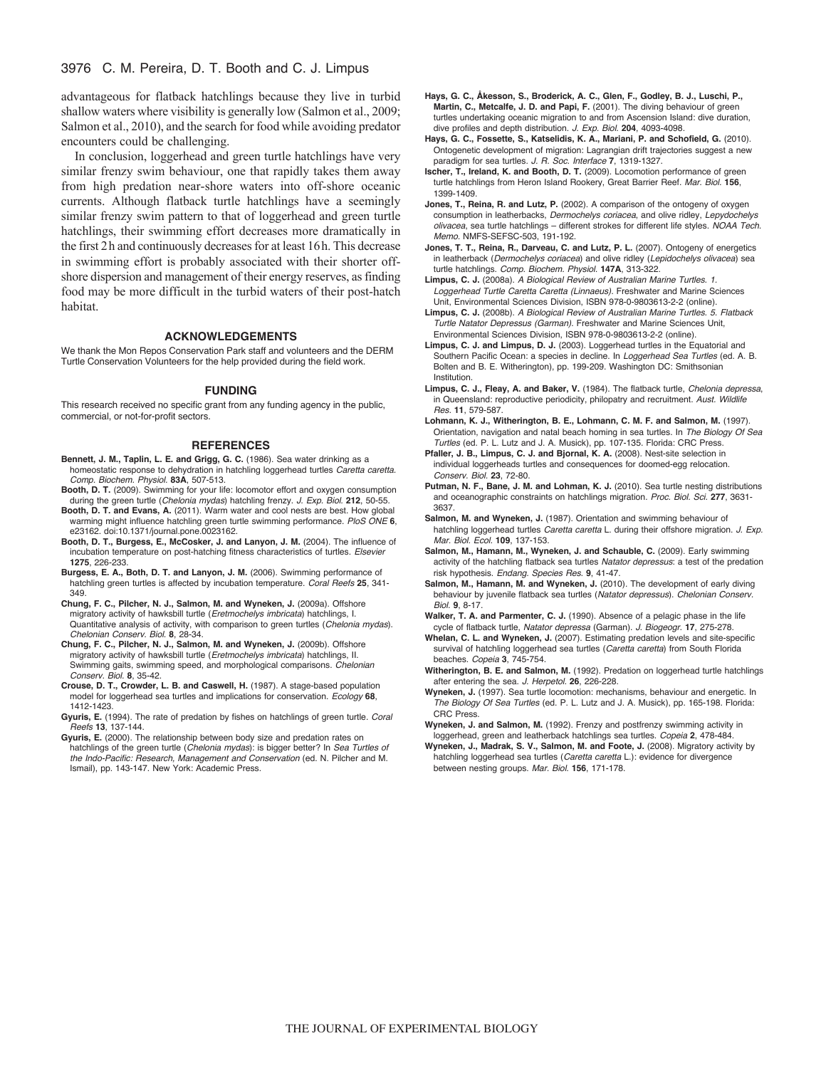advantageous for flatback hatchlings because they live in turbid shallow waters where visibility is generally low (Salmon et al., 2009; Salmon et al., 2010), and the search for food while avoiding predator encounters could be challenging.

In conclusion, loggerhead and green turtle hatchlings have very similar frenzy swim behaviour, one that rapidly takes them away from high predation near-shore waters into off-shore oceanic currents. Although flatback turtle hatchlings have a seemingly similar frenzy swim pattern to that of loggerhead and green turtle hatchlings, their swimming effort decreases more dramatically in the first 2 h and continuously decreases for at least 16 h. This decrease in swimming effort is probably associated with their shorter off-shore dispersion and management of their energy reserves, as finding food may be more difficult in the turbid waters of their post-hatch habitat.

## ACKNOWLEDGEMENTS

We thank the Mon Repos Conservation Park staff and volunteers and the DERM Turtle Conservation Volunteers for the help provided during the field work.

## FUNDING

This research received no specific grant from any funding agency in the public, commercial, or not-for-profit sectors.

## REFERENCES

**Bennett, J. M., Taplin, L. E. and Grigg, G. C.** (1986). Sea water drinking as a homeostatic response to dehydration in hatchling loggerhead turtles *Caretta caretta*. *Comp. Biochem. Physiol.* **83A**, 507-513.

**Booth, D. T.** (2009). Swimming for your life: locomotor effort and oxygen consumption during the green turtle (*Chelonia mydas*) hatchling frenzy. *J. Exp. Biol.* **212**, 50-55.

**Booth, D. T. and Evans, A.** (2011). Warm water and cool nests are best. How global warming might influence hatchling green turtle swimming performance. *PloS ONE* **6**, e23162. doi:10.1371/journal.pone.0023162.

**Booth, D. T., Burgess, E., McCosker, J. and Lanyon, J. M.** (2004). The influence of incubation temperature on post-hatching fitness characteristics of turtles. *Elsevier* **1275**, 226-233.

**Burgess, E. A., Both, D. T. and Lanyon, J. M.** (2006). Swimming performance of hatchling green turtles is affected by incubation temperature. *Coral Reefs* **25**, 341-349.

**Chung, F. C., Pilcher, N. J., Salmon, M. and Wyneken, J.** (2009a). Offshore migratory activity of hawksbill turtle (*Eretmochelys imbricata*) hatchlings, I. Quantitative analysis of activity, with comparison to green turtles (*Chelonia mydas*). *Chelonian Conserv. Biol.* **8**, 28-34.

**Chung, F. C., Pilcher, N. J., Salmon, M. and Wyneken, J.** (2009b). Offshore migratory activity of hawksbill turtle (*Eretmochelys imbricata*) hatchlings, II. Swimming gaits, swimming speed, and morphological comparisons. *Chelonian Conserv. Biol.* **8**, 35-42.

**Crouse, D. T., Crowder, L. B. and Caswell, H.** (1987). A stage-based population model for loggerhead sea turtles and implications for conservation. *Ecology* **68**, 1412-1423.

**Gyuris, E.** (1994). The rate of predation by fishes on hatchlings of green turtle. *Coral Reefs* **13**, 137-144.

**Gyuris, E.** (2000). The relationship between body size and predation rates on hatchlings of the green turtle (*Chelonia mydas*): is bigger better? In *Sea Turtles of the Indo-Pacific: Research, Management and Conservation* (ed. N. Pilcher and M. Ismail), pp. 143-147. New York: Academic Press.

**Hays, G. C., Åkesson, S., Broderick, A. C., Glen, F., Godley, B. J., Luschi, P., Martin, C., Metcalfe, J. D. and Papi, F.** (2001). The diving behaviour of green turtles undertaking oceanic migration to and from Ascension Island: dive duration, dive profiles and depth distribution. *J. Exp. Biol.* **204**, 4093-4098.

**Hays, G. C., Fossette, S., Katselidis, K. A., Mariani, P. and Schofield, G.** (2010). Ontogenetic development of migration: Lagrangian drift trajectories suggest a new paradigm for sea turtles. *J. R. Soc. Interface* **7**, 1319-1327.

**Ischer, T., Ireland, K. and Booth, D. T.** (2009). Locomotion performance of green turtle hatchlings from Heron Island Rookery, Great Barrier Reef. *Mar. Biol.* **156**, 1399-1409.

**Jones, T., Reina, R. and Lutz, P.** (2002). A comparison of the ontogeny of oxygen consumption in leatherbacks, *Dermochelys coriacea*, and olive ridley, *Lepydochelys olivacea*, sea turtle hatchlings – different strokes for different life styles. *NOAA Tech. Memo.* NMFS-SEFSC-503, 191-192.

**Jones, T. T., Reina, R., Darveau, C. and Lutz, P. L.** (2007). Ontogeny of energetics in leatherback (*Dermochelys coriacea*) and olive ridley (*Lepidochelys olivacea*) sea turtle hatchlings. *Comp. Biochem. Physiol.* **147A**, 313-322.

**Limpus, C. J.** (2008a). *A Biological Review of Australian Marine Turtles. 1. Loggerhead Turtle Caretta Caretta (Linnaeus)*. Freshwater and Marine Sciences Unit, Environmental Sciences Division, ISBN 978-0-9803613-2-2 (online).

**Limpus, C. J.** (2008b). *A Biological Review of Australian Marine Turtles. 5. Flatback Turtle Natator Depressus (Garman)*. Freshwater and Marine Sciences Unit, Environmental Sciences Division, ISBN 978-0-9803613-2-2 (online).

**Limpus, C. J. and Limpus, D. J.** (2003). Loggerhead turtles in the Equatorial and Southern Pacific Ocean: a species in decline. In *Loggerhead Sea Turtles* (ed. A. B. Bolten and B. E. Witherington), pp. 199-209. Washington DC: Smithsonian Institution.

**Limpus, C. J., Fleay, A. and Baker, V.** (1984). The flatback turtle, *Chelonia depressa*, in Queensland: reproductive periodicity, philopatry and recruitment. *Aust. Wildlife Res.* **11**, 579-587.

**Lohmann, K. J., Witherington, B. E., Lohmann, C. M. F. and Salmon, M.** (1997). Orientation, navigation and natal beach homing in sea turtles. In *The Biology Of Sea Turtles* (ed. P. L. Lutz and J. A. Musick), pp. 107-135. Florida: CRC Press.

**Pfaller, J. B., Limpus, C. J. and Bjornal, K. A.** (2008). Nest-site selection in individual loggerheads turtles and consequences for doomed-egg relocation. *Conserv. Biol.* **23**, 72-80.

**Putman, N. F., Bane, J. M. and Lohman, K. J.** (2010). Sea turtle nesting distributions and oceanographic constraints on hatchlings migration. *Proc. Biol. Sci.* **277**, 3631-3637.

**Salmon, M. and Wyneken, J.** (1987). Orientation and swimming behaviour of hatchling loggerhead turtles *Caretta caretta* L. during their offshore migration. *J. Exp. Mar. Biol. Ecol.* **109**, 137-153.

**Salmon, M., Hamann, M., Wyneken, J. and Schauble, C.** (2009). Early swimming activity of the hatchling flatback sea turtles *Natator depressus*: a test of the predation risk hypothesis. *Endang. Species Res.* **9**, 41-47.

**Salmon, M., Hamann, M. and Wyneken, J.** (2010). The development of early diving behaviour by juvenile flatback sea turtles (*Natator depressus*). *Chelonian Conserv. Biol.* **9**, 8-17.

**Walker, T. A. and Parmenter, C. J.** (1990). Absence of a pelagic phase in the life cycle of flatback turtle, *Natator depressa* (Garman). *J. Biogeogr.* **17**, 275-278.

**Whelan, C. L. and Wyneken, J.** (2007). Estimating predation levels and site-specific survival of hatchling loggerhead sea turtles (*Caretta caretta*) from South Florida beaches. *Copeia* **3**, 745-754.

**Witherington, B. E. and Salmon, M.** (1992). Predation on loggerhead turtle hatchlings after entering the sea. *J. Herpetol.* **26**, 226-228.

**Wyneken, J.** (1997). Sea turtle locomotion: mechanisms, behaviour and energetic. In *The Biology Of Sea Turtles* (ed. P. L. Lutz and J. A. Musick), pp. 165-198. Florida: CRC Press.

**Wyneken, J. and Salmon, M.** (1992). Frenzy and postfrenzy swimming activity in loggerhead, green and leatherback hatchlings sea turtles. *Copeia* **2**, 478-484.

**Wyneken, J., Madrak, S. V., Salmon, M. and Foote, J.** (2008). Migratory activity by hatchling loggerhead sea turtles (*Caretta caretta* L.): evidence for divergence between nesting groups. *Mar. Biol.* **156**, 171-178.